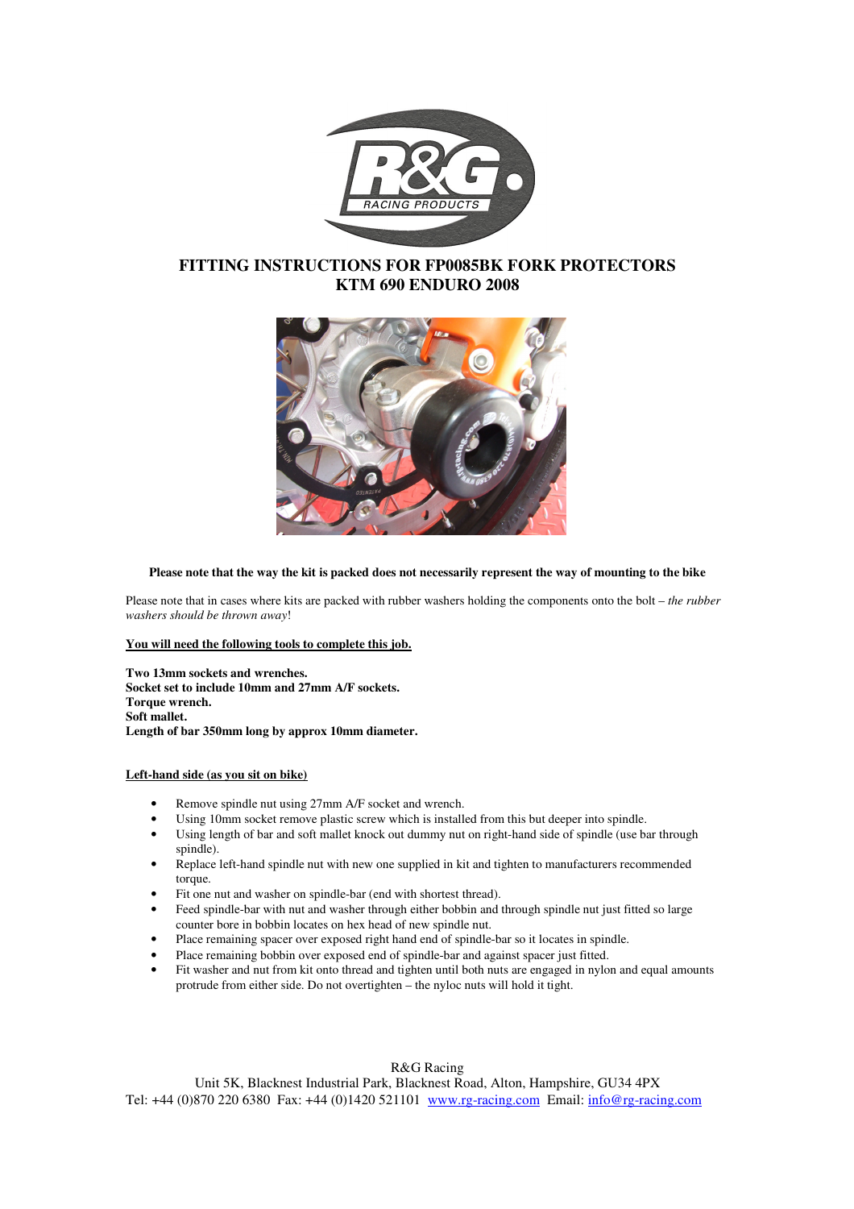# FITTING INSTRUCTIONS FOR FP0085BK FORK PROTECTORS
# KTM 690 ENDURO 2008

**Please note that the way the kit is packed does not necessarily represent the way of mounting to the bike**

Please note that in cases where kits are packed with rubber washers holding the components onto the bolt – *the rubber washers should be thrown away*!

**<u>You will need the following tools to complete this job.</u>**

**Two 13mm sockets and wrenches.**
**Socket set to include 10mm and 27mm A/F sockets.**
**Torque wrench.**
**Soft mallet.**
**Length of bar 350mm long by approx 10mm diameter.**

**<u>Left-hand side (as you sit on bike)</u>**

- Remove spindle nut using 27mm A/F socket and wrench.
- Using 10mm socket remove plastic screw which is installed from this but deeper into spindle.
- Using length of bar and soft mallet knock out dummy nut on right-hand side of spindle (use bar through spindle).
- Replace left-hand spindle nut with new one supplied in kit and tighten to manufacturers recommended torque.
- Fit one nut and washer on spindle-bar (end with shortest thread).
- Feed spindle-bar with nut and washer through either bobbin and through spindle nut just fitted so large counter bore in bobbin locates on hex head of new spindle nut.
- Place remaining spacer over exposed right hand end of spindle-bar so it locates in spindle.
- Place remaining bobbin over exposed end of spindle-bar and against spacer just fitted.
- Fit washer and nut from kit onto thread and tighten until both nuts are engaged in nylon and equal amounts protrude from either side. Do not overtighten – the nyloc nuts will hold it tight.

R&G Racing
Unit 5K, Blacknest Industrial Park, Blacknest Road, Alton, Hampshire, GU34 4PX
Tel: +44 (0)870 220 6380 Fax: +44 (0)1420 521101 www.rg-racing.com Email: info@rg-racing.com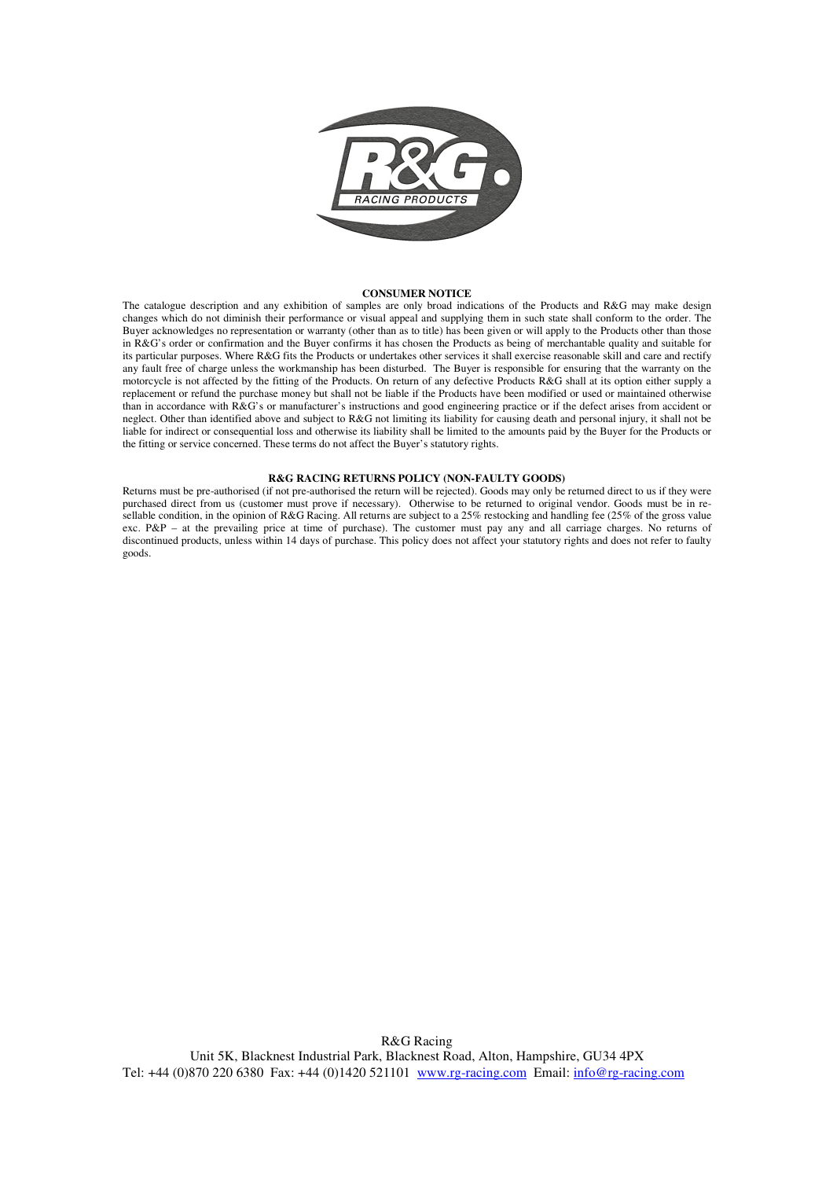## CONSUMER NOTICE

The catalogue description and any exhibition of samples are only broad indications of the Products and R&G may make design changes which do not diminish their performance or visual appeal and supplying them in such state shall conform to the order. The Buyer acknowledges no representation or warranty (other than as to title) has been given or will apply to the Products other than those in R&G's order or confirmation and the Buyer confirms it has chosen the Products as being of merchantable quality and suitable for its particular purposes. Where R&G fits the Products or undertakes other services it shall exercise reasonable skill and care and rectify any fault free of charge unless the workmanship has been disturbed. The Buyer is responsible for ensuring that the warranty on the motorcycle is not affected by the fitting of the Products. On return of any defective Products R&G shall at its option either supply a replacement or refund the purchase money but shall not be liable if the Products have been modified or used or maintained otherwise than in accordance with R&G's or manufacturer's instructions and good engineering practice or if the defect arises from accident or neglect. Other than identified above and subject to R&G not limiting its liability for causing death and personal injury, it shall not be liable for indirect or consequential loss and otherwise its liability shall be limited to the amounts paid by the Buyer for the Products or the fitting or service concerned. These terms do not affect the Buyer's statutory rights.

## R&G RACING RETURNS POLICY (NON-FAULTY GOODS)

Returns must be pre-authorised (if not pre-authorised the return will be rejected). Goods may only be returned direct to us if they were purchased direct from us (customer must prove if necessary). Otherwise to be returned to original vendor. Goods must be in re-sellable condition, in the opinion of R&G Racing. All returns are subject to a 25% restocking and handling fee (25% of the gross value exc. P&P – at the prevailing price at time of purchase). The customer must pay any and all carriage charges. No returns of discontinued products, unless within 14 days of purchase. This policy does not affect your statutory rights and does not refer to faulty goods.

R&G Racing
Unit 5K, Blacknest Industrial Park, Blacknest Road, Alton, Hampshire, GU34 4PX
Tel: +44 (0)870 220 6380 Fax: +44 (0)1420 521101 www.rg-racing.com Email: info@rg-racing.com